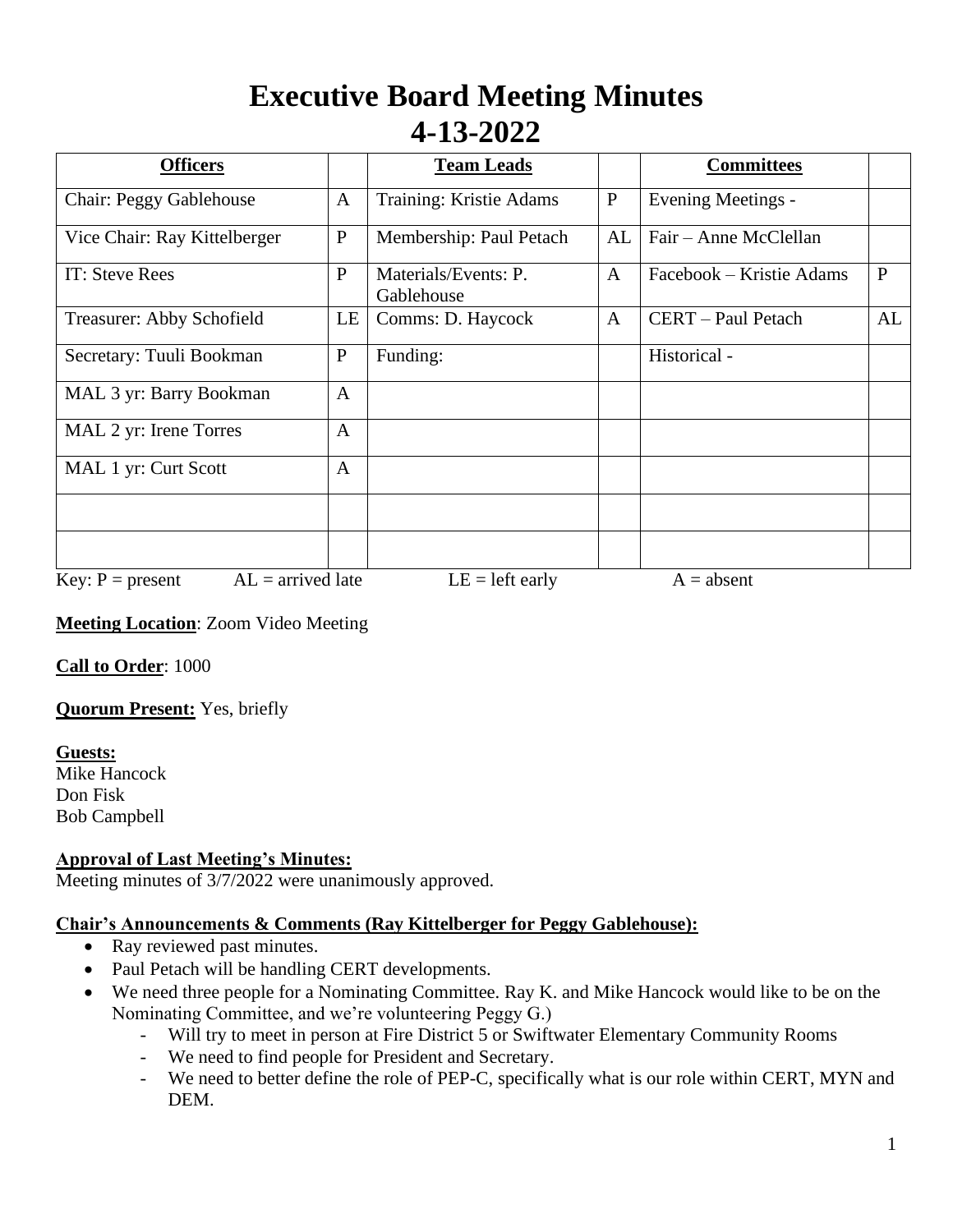# Executive Board Meeting Minutes
# 4-13-2022

| Officers | | Team Leads | | Committees | |
|---|---|---|---|---|---|
| Chair: Peggy Gablehouse | A | Training: Kristie Adams | P | Evening Meetings - | |
| Vice Chair: Ray Kittelberger | P | Membership: Paul Petach | AL | Fair – Anne McClellan | |
| IT: Steve Rees | P | Materials/Events: P. Gablehouse | A | Facebook – Kristie Adams | P |
| Treasurer: Abby Schofield | LE | Comms: D. Haycock | A | CERT – Paul Petach | AL |
| Secretary: Tuuli Bookman | P | Funding: | | Historical - | |
| MAL 3 yr: Barry Bookman | A | | | | |
| MAL 2 yr: Irene Torres | A | | | | |
| MAL 1 yr: Curt Scott | A | | | | |
| | | | | | |
| | | | | | |

Key: P = present AL = arrived late LE = left early A = absent

**Meeting Location**: Zoom Video Meeting

**Call to Order**: 1000

**Quorum Present:** Yes, briefly

**Guests:**
Mike Hancock
Don Fisk
Bob Campbell

**Approval of Last Meeting's Minutes:**
Meeting minutes of 3/7/2022 were unanimously approved.

**Chair's Announcements & Comments (Ray Kittelberger for Peggy Gablehouse):**

- Ray reviewed past minutes.
- Paul Petach will be handling CERT developments.
- We need three people for a Nominating Committee. Ray K. and Mike Hancock would like to be on the Nominating Committee, and we're volunteering Peggy G.)
  - Will try to meet in person at Fire District 5 or Swiftwater Elementary Community Rooms
  - We need to find people for President and Secretary.
  - We need to better define the role of PEP-C, specifically what is our role within CERT, MYN and DEM.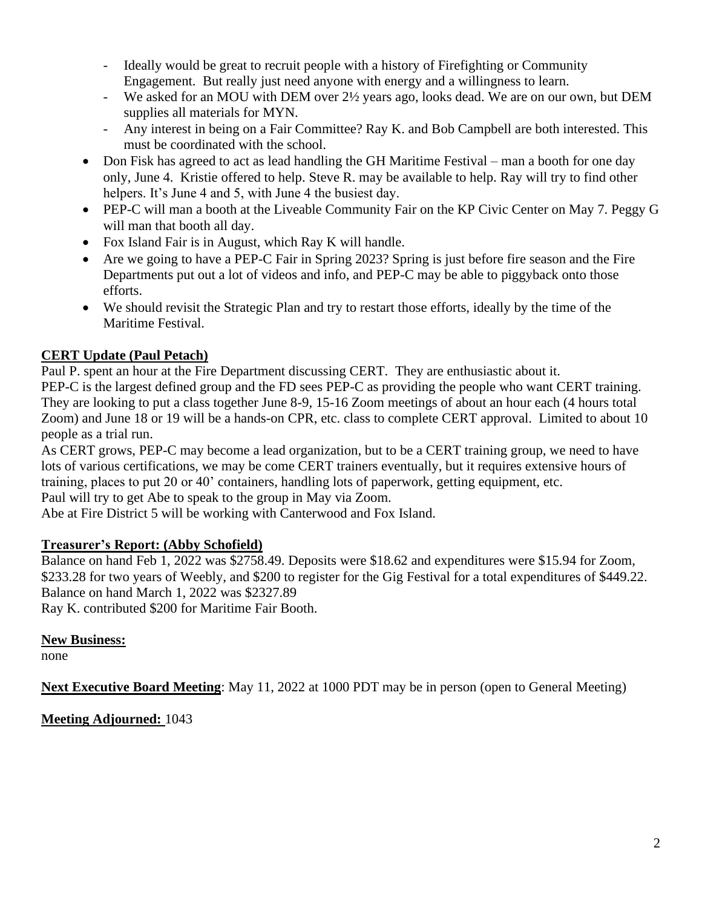- Ideally would be great to recruit people with a history of Firefighting or Community Engagement. But really just need anyone with energy and a willingness to learn.
- We asked for an MOU with DEM over 2½ years ago, looks dead. We are on our own, but DEM supplies all materials for MYN.
- Any interest in being on a Fair Committee? Ray K. and Bob Campbell are both interested. This must be coordinated with the school.

- Don Fisk has agreed to act as lead handling the GH Maritime Festival – man a booth for one day only, June 4. Kristie offered to help. Steve R. may be available to help. Ray will try to find other helpers. It's June 4 and 5, with June 4 the busiest day.
- PEP-C will man a booth at the Liveable Community Fair on the KP Civic Center on May 7. Peggy G will man that booth all day.
- Fox Island Fair is in August, which Ray K will handle.
- Are we going to have a PEP-C Fair in Spring 2023? Spring is just before fire season and the Fire Departments put out a lot of videos and info, and PEP-C may be able to piggyback onto those efforts.
- We should revisit the Strategic Plan and try to restart those efforts, ideally by the time of the Maritime Festival.

**CERT Update (Paul Petach)**

Paul P. spent an hour at the Fire Department discussing CERT. They are enthusiastic about it.
PEP-C is the largest defined group and the FD sees PEP-C as providing the people who want CERT training. They are looking to put a class together June 8-9, 15-16 Zoom meetings of about an hour each (4 hours total Zoom) and June 18 or 19 will be a hands-on CPR, etc. class to complete CERT approval. Limited to about 10 people as a trial run.
As CERT grows, PEP-C may become a lead organization, but to be a CERT training group, we need to have lots of various certifications, we may be come CERT trainers eventually, but it requires extensive hours of training, places to put 20 or 40' containers, handling lots of paperwork, getting equipment, etc.
Paul will try to get Abe to speak to the group in May via Zoom.
Abe at Fire District 5 will be working with Canterwood and Fox Island.

**Treasurer's Report: (Abby Schofield)**

Balance on hand Feb 1, 2022 was $2758.49. Deposits were $18.62 and expenditures were $15.94 for Zoom, $233.28 for two years of Weebly, and $200 to register for the Gig Festival for a total expenditures of $449.22.
Balance on hand March 1, 2022 was $2327.89
Ray K. contributed $200 for Maritime Fair Booth.

**New Business:**

none

**Next Executive Board Meeting**: May 11, 2022 at 1000 PDT may be in person (open to General Meeting)

**Meeting Adjourned:** 1043